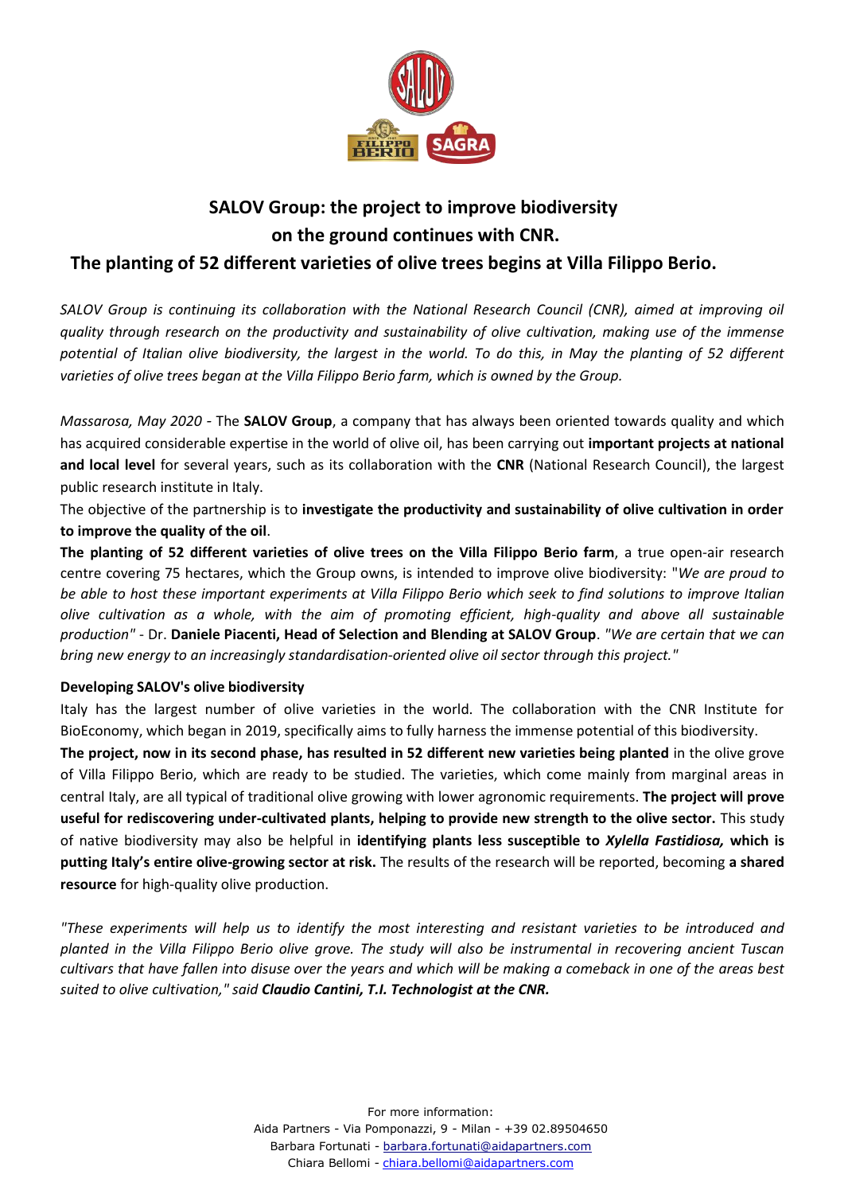# SALOV Group: the project to improve biodiversity on the ground continues with CNR. The planting of 52 different varieties of olive trees begins at Villa Filippo Berio.

*SALOV Group is continuing its collaboration with the National Research Council (CNR), aimed at improving oil quality through research on the productivity and sustainability of olive cultivation, making use of the immense potential of Italian olive biodiversity, the largest in the world. To do this, in May the planting of 52 different varieties of olive trees began at the Villa Filippo Berio farm, which is owned by the Group.*

*Massarosa, May 2020* - The **SALOV Group**, a company that has always been oriented towards quality and which has acquired considerable expertise in the world of olive oil, has been carrying out **important projects at national and local level** for several years, such as its collaboration with the **CNR** (National Research Council), the largest public research institute in Italy.

The objective of the partnership is to **investigate the productivity and sustainability of olive cultivation in order to improve the quality of the oil**.

**The planting of 52 different varieties of olive trees on the Villa Filippo Berio farm**, a true open-air research centre covering 75 hectares, which the Group owns, is intended to improve olive biodiversity: "*We are proud to be able to host these important experiments at Villa Filippo Berio which seek to find solutions to improve Italian olive cultivation as a whole, with the aim of promoting efficient, high-quality and above all sustainable production"* - Dr. **Daniele Piacenti, Head of Selection and Blending at SALOV Group**. *"We are certain that we can bring new energy to an increasingly standardisation-oriented olive oil sector through this project."*

**Developing SALOV's olive biodiversity**

Italy has the largest number of olive varieties in the world. The collaboration with the CNR Institute for BioEconomy, which began in 2019, specifically aims to fully harness the immense potential of this biodiversity.

**The project, now in its second phase, has resulted in 52 different new varieties being planted** in the olive grove of Villa Filippo Berio, which are ready to be studied. The varieties, which come mainly from marginal areas in central Italy, are all typical of traditional olive growing with lower agronomic requirements. **The project will prove useful for rediscovering under-cultivated plants, helping to provide new strength to the olive sector.** This study of native biodiversity may also be helpful in **identifying plants less susceptible to *Xylella Fastidiosa,* which is putting Italy's entire olive-growing sector at risk.** The results of the research will be reported, becoming **a shared resource** for high-quality olive production.

*"These experiments will help us to identify the most interesting and resistant varieties to be introduced and planted in the Villa Filippo Berio olive grove. The study will also be instrumental in recovering ancient Tuscan cultivars that have fallen into disuse over the years and which will be making a comeback in one of the areas best suited to olive cultivation," said **Claudio Cantini, T.I. Technologist at the CNR.***

For more information:
Aida Partners - Via Pomponazzi, 9 - Milan - +39 02.89504650
Barbara Fortunati - barbara.fortunati@aidapartners.com
Chiara Bellomi - chiara.bellomi@aidapartners.com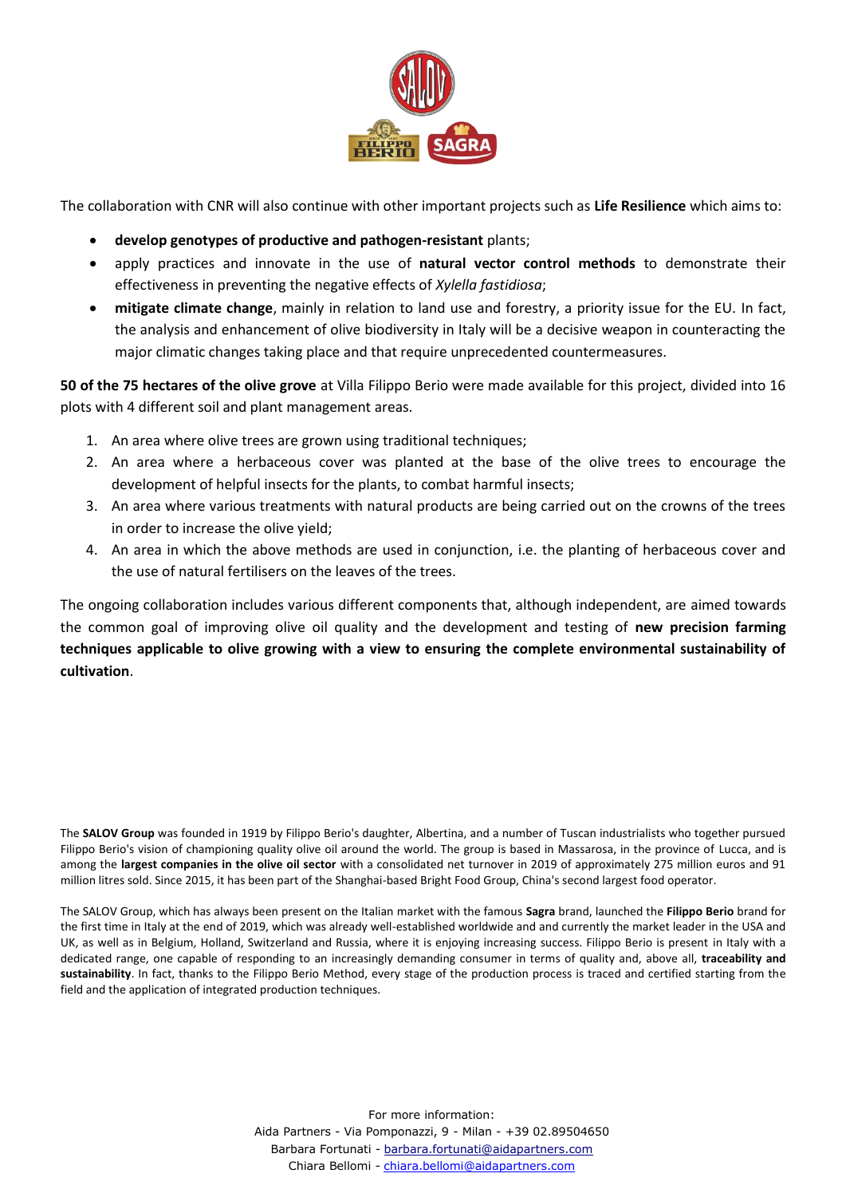The collaboration with CNR will also continue with other important projects such as **Life Resilience** which aims to:

- **develop genotypes of productive and pathogen-resistant** plants;
- apply practices and innovate in the use of **natural vector control methods** to demonstrate their effectiveness in preventing the negative effects of *Xylella fastidiosa*;
- **mitigate climate change**, mainly in relation to land use and forestry, a priority issue for the EU. In fact, the analysis and enhancement of olive biodiversity in Italy will be a decisive weapon in counteracting the major climatic changes taking place and that require unprecedented countermeasures.

**50 of the 75 hectares of the olive grove** at Villa Filippo Berio were made available for this project, divided into 16 plots with 4 different soil and plant management areas.

1. An area where olive trees are grown using traditional techniques;
2. An area where a herbaceous cover was planted at the base of the olive trees to encourage the development of helpful insects for the plants, to combat harmful insects;
3. An area where various treatments with natural products are being carried out on the crowns of the trees in order to increase the olive yield;
4. An area in which the above methods are used in conjunction, i.e. the planting of herbaceous cover and the use of natural fertilisers on the leaves of the trees.

The ongoing collaboration includes various different components that, although independent, are aimed towards the common goal of improving olive oil quality and the development and testing of **new precision farming techniques applicable to olive growing with a view to ensuring the complete environmental sustainability of cultivation**.

The **SALOV Group** was founded in 1919 by Filippo Berio's daughter, Albertina, and a number of Tuscan industrialists who together pursued Filippo Berio's vision of championing quality olive oil around the world. The group is based in Massarosa, in the province of Lucca, and is among the **largest companies in the olive oil sector** with a consolidated net turnover in 2019 of approximately 275 million euros and 91 million litres sold. Since 2015, it has been part of the Shanghai-based Bright Food Group, China's second largest food operator.

The SALOV Group, which has always been present on the Italian market with the famous **Sagra** brand, launched the **Filippo Berio** brand for the first time in Italy at the end of 2019, which was already well-established worldwide and and currently the market leader in the USA and UK, as well as in Belgium, Holland, Switzerland and Russia, where it is enjoying increasing success. Filippo Berio is present in Italy with a dedicated range, one capable of responding to an increasingly demanding consumer in terms of quality and, above all, **traceability and sustainability**. In fact, thanks to the Filippo Berio Method, every stage of the production process is traced and certified starting from the field and the application of integrated production techniques.

For more information:
Aida Partners - Via Pomponazzi, 9 - Milan - +39 02.89504650
Barbara Fortunati - barbara.fortunati@aidapartners.com
Chiara Bellomi - chiara.bellomi@aidapartners.com